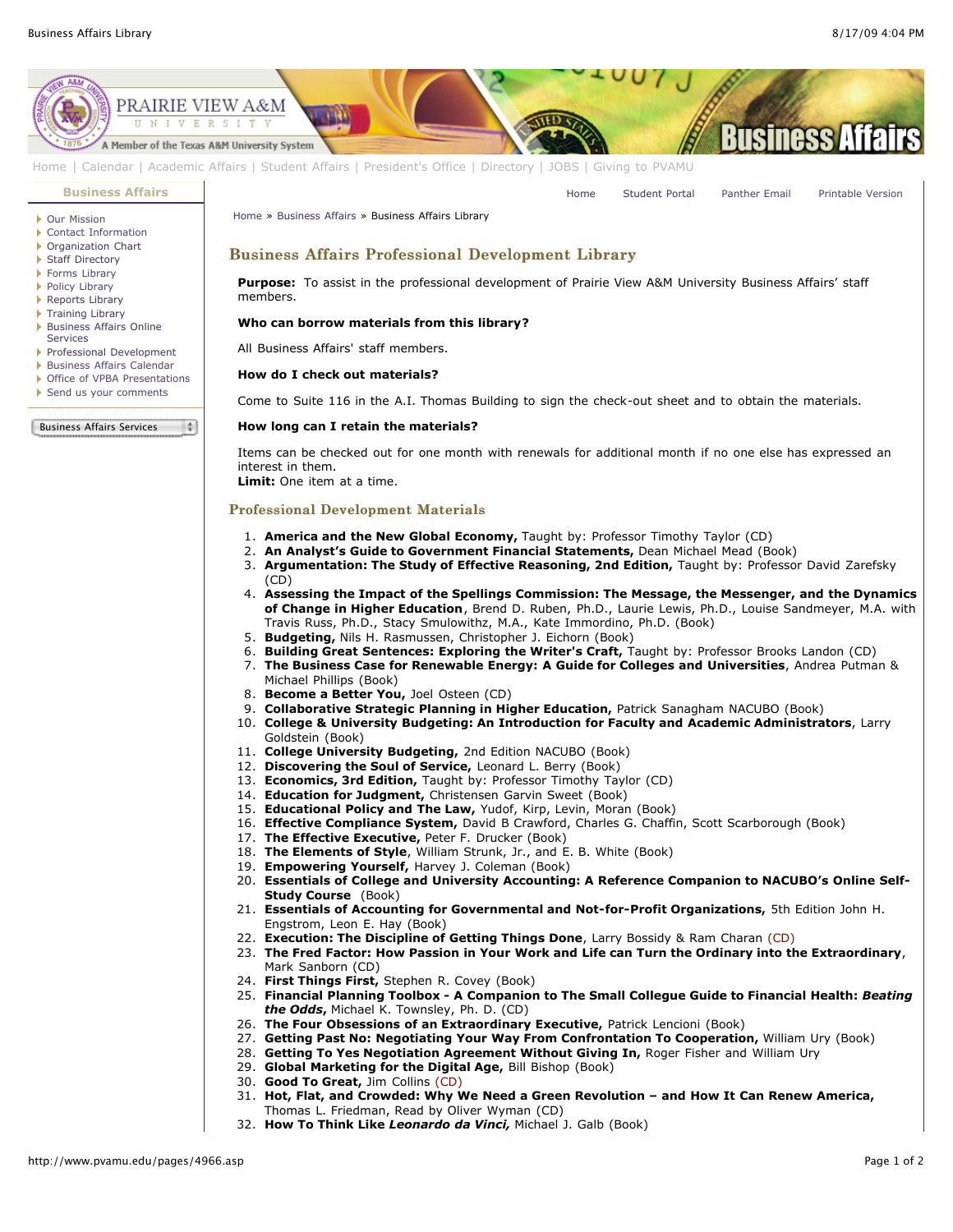Home | Calendar | Academic Affairs | Student Affairs | President's Office | Directory | JOBS | Giving to PVAMU

**Business Affairs**

- Our Mission
- Contact Information
- Organization Chart
- Staff Directory
- Forms Library
- Policy Library
- Reports Library
- Training Library
- Business Affairs Online Services
- Professional Development
- Business Affairs Calendar
- Office of VPBA Presentations
- Send us your comments

Business Affairs Services

Home | Student Portal | Panther Email | Printable Version

Home » Business Affairs » Business Affairs Library

## Business Affairs Professional Development Library

**Purpose:** To assist in the professional development of Prairie View A&M University Business Affairs' staff members.

**Who can borrow materials from this library?**

All Business Affairs' staff members.

**How do I check out materials?**

Come to Suite 116 in the A.I. Thomas Building to sign the check-out sheet and to obtain the materials.

**How long can I retain the materials?**

Items can be checked out for one month with renewals for additional month if no one else has expressed an interest in them.
**Limit:** One item at a time.

## Professional Development Materials

1. **America and the New Global Economy,** Taught by: Professor Timothy Taylor (CD)
2. **An Analyst's Guide to Government Financial Statements,** Dean Michael Mead (Book)
3. **Argumentation: The Study of Effective Reasoning, 2nd Edition,** Taught by: Professor David Zarefsky (CD)
4. **Assessing the Impact of the Spellings Commission: The Message, the Messenger, and the Dynamics of Change in Higher Education**, Brend D. Ruben, Ph.D., Laurie Lewis, Ph.D., Louise Sandmeyer, M.A. with Travis Russ, Ph.D., Stacy Smulowithz, M.A., Kate Immordino, Ph.D. (Book)
5. **Budgeting,** Nils H. Rasmussen, Christopher J. Eichorn (Book)
6. **Building Great Sentences: Exploring the Writer's Craft,** Taught by: Professor Brooks Landon (CD)
7. **The Business Case for Renewable Energy: A Guide for Colleges and Universities**, Andrea Putman & Michael Phillips (Book)
8. **Become a Better You,** Joel Osteen (CD)
9. **Collaborative Strategic Planning in Higher Education,** Patrick Sanagham NACUBO (Book)
10. **College & University Budgeting: An Introduction for Faculty and Academic Administrators**, Larry Goldstein (Book)
11. **College University Budgeting,** 2nd Edition NACUBO (Book)
12. **Discovering the Soul of Service,** Leonard L. Berry (Book)
13. **Economics, 3rd Edition,** Taught by: Professor Timothy Taylor (CD)
14. **Education for Judgment,** Christensen Garvin Sweet (Book)
15. **Educational Policy and The Law,** Yudof, Kirp, Levin, Moran (Book)
16. **Effective Compliance System,** David B Crawford, Charles G. Chaffin, Scott Scarborough (Book)
17. **The Effective Executive,** Peter F. Drucker (Book)
18. **The Elements of Style**, William Strunk, Jr., and E. B. White (Book)
19. **Empowering Yourself,** Harvey J. Coleman (Book)
20. **Essentials of College and University Accounting: A Reference Companion to NACUBO's Online Self-Study Course** (Book)
21. **Essentials of Accounting for Governmental and Not-for-Profit Organizations,** 5th Edition John H. Engstrom, Leon E. Hay (Book)
22. **Execution: The Discipline of Getting Things Done**, Larry Bossidy & Ram Charan (CD)
23. **The Fred Factor: How Passion in Your Work and Life can Turn the Ordinary into the Extraordinary**, Mark Sanborn (CD)
24. **First Things First,** Stephen R. Covey (Book)
25. **Financial Planning Toolbox - A Companion to The Small Collegue Guide to Financial Health: *Beating the Odds*,** Michael K. Townsley, Ph. D. (CD)
26. **The Four Obsessions of an Extraordinary Executive,** Patrick Lencioni (Book)
27. **Getting Past No: Negotiating Your Way From Confrontation To Cooperation,** William Ury (Book)
28. **Getting To Yes Negotiation Agreement Without Giving In,** Roger Fisher and William Ury
29. **Global Marketing for the Digital Age,** Bill Bishop (Book)
30. **Good To Great,** Jim Collins (CD)
31. **Hot, Flat, and Crowded: Why We Need a Green Revolution – and How It Can Renew America,** Thomas L. Friedman, Read by Oliver Wyman (CD)
32. **How To Think Like *Leonardo da Vinci*,** Michael J. Galb (Book)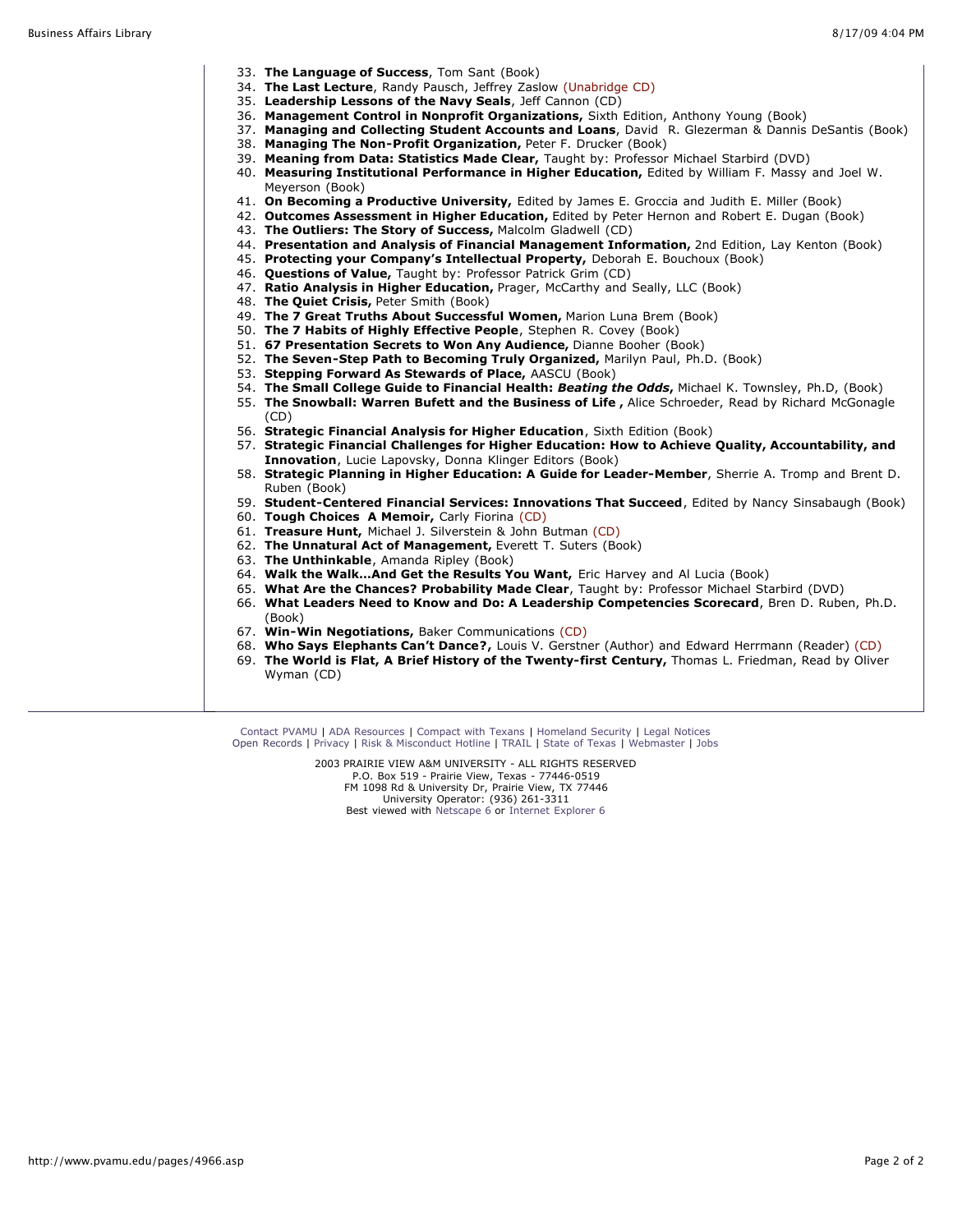33. **The Language of Success**, Tom Sant (Book)
34. **The Last Lecture**, Randy Pausch, Jeffrey Zaslow (Unabridge CD)
35. **Leadership Lessons of the Navy Seals**, Jeff Cannon (CD)
36. **Management Control in Nonprofit Organizations,** Sixth Edition, Anthony Young (Book)
37. **Managing and Collecting Student Accounts and Loans**, David R. Glezerman & Dannis DeSantis (Book)
38. **Managing The Non-Profit Organization,** Peter F. Drucker (Book)
39. **Meaning from Data: Statistics Made Clear,** Taught by: Professor Michael Starbird (DVD)
40. **Measuring Institutional Performance in Higher Education,** Edited by William F. Massy and Joel W. Meyerson (Book)
41. **On Becoming a Productive University,** Edited by James E. Groccia and Judith E. Miller (Book)
42. **Outcomes Assessment in Higher Education,** Edited by Peter Hernon and Robert E. Dugan (Book)
43. **The Outliers: The Story of Success,** Malcolm Gladwell (CD)
44. **Presentation and Analysis of Financial Management Information,** 2nd Edition, Lay Kenton (Book)
45. **Protecting your Company's Intellectual Property,** Deborah E. Bouchoux (Book)
46. **Questions of Value,** Taught by: Professor Patrick Grim (CD)
47. **Ratio Analysis in Higher Education,** Prager, McCarthy and Seally, LLC (Book)
48. **The Quiet Crisis,** Peter Smith (Book)
49. **The 7 Great Truths About Successful Women,** Marion Luna Brem (Book)
50. **The 7 Habits of Highly Effective People**, Stephen R. Covey (Book)
51. **67 Presentation Secrets to Won Any Audience,** Dianne Booher (Book)
52. **The Seven-Step Path to Becoming Truly Organized,** Marilyn Paul, Ph.D. (Book)
53. **Stepping Forward As Stewards of Place,** AASCU (Book)
54. **The Small College Guide to Financial Health: *Beating the Odds*,** Michael K. Townsley, Ph.D, (Book)
55. **The Snowball: Warren Bufett and the Business of Life ,** Alice Schroeder, Read by Richard McGonagle (CD)
56. **Strategic Financial Analysis for Higher Education**, Sixth Edition (Book)
57. **Strategic Financial Challenges for Higher Education: How to Achieve Quality, Accountability, and Innovation**, Lucie Lapovsky, Donna Klinger Editors (Book)
58. **Strategic Planning in Higher Education: A Guide for Leader-Member**, Sherrie A. Tromp and Brent D. Ruben (Book)
59. **Student-Centered Financial Services: Innovations That Succeed**, Edited by Nancy Sinsabaugh (Book)
60. **Tough Choices A Memoir,** Carly Fiorina (CD)
61. **Treasure Hunt,** Michael J. Silverstein & John Butman (CD)
62. **The Unnatural Act of Management,** Everett T. Suters (Book)
63. **The Unthinkable**, Amanda Ripley (Book)
64. **Walk the Walk...And Get the Results You Want,** Eric Harvey and Al Lucia (Book)
65. **What Are the Chances? Probability Made Clear**, Taught by: Professor Michael Starbird (DVD)
66. **What Leaders Need to Know and Do: A Leadership Competencies Scorecard**, Bren D. Ruben, Ph.D. (Book)
67. **Win-Win Negotiations,** Baker Communications (CD)
68. **Who Says Elephants Can't Dance?,** Louis V. Gerstner (Author) and Edward Herrmann (Reader) (CD)
69. **The World is Flat, A Brief History of the Twenty-first Century,** Thomas L. Friedman, Read by Oliver Wyman (CD)

Contact PVAMU | ADA Resources | Compact with Texans | Homeland Security | Legal Notices
Open Records | Privacy | Risk & Misconduct Hotline | TRAIL | State of Texas | Webmaster | Jobs

2003 PRAIRIE VIEW A&M UNIVERSITY - ALL RIGHTS RESERVED
P.O. Box 519 - Prairie View, Texas - 77446-0519
FM 1098 Rd & University Dr, Prairie View, TX 77446
University Operator: (936) 261-3311
Best viewed with Netscape 6 or Internet Explorer 6